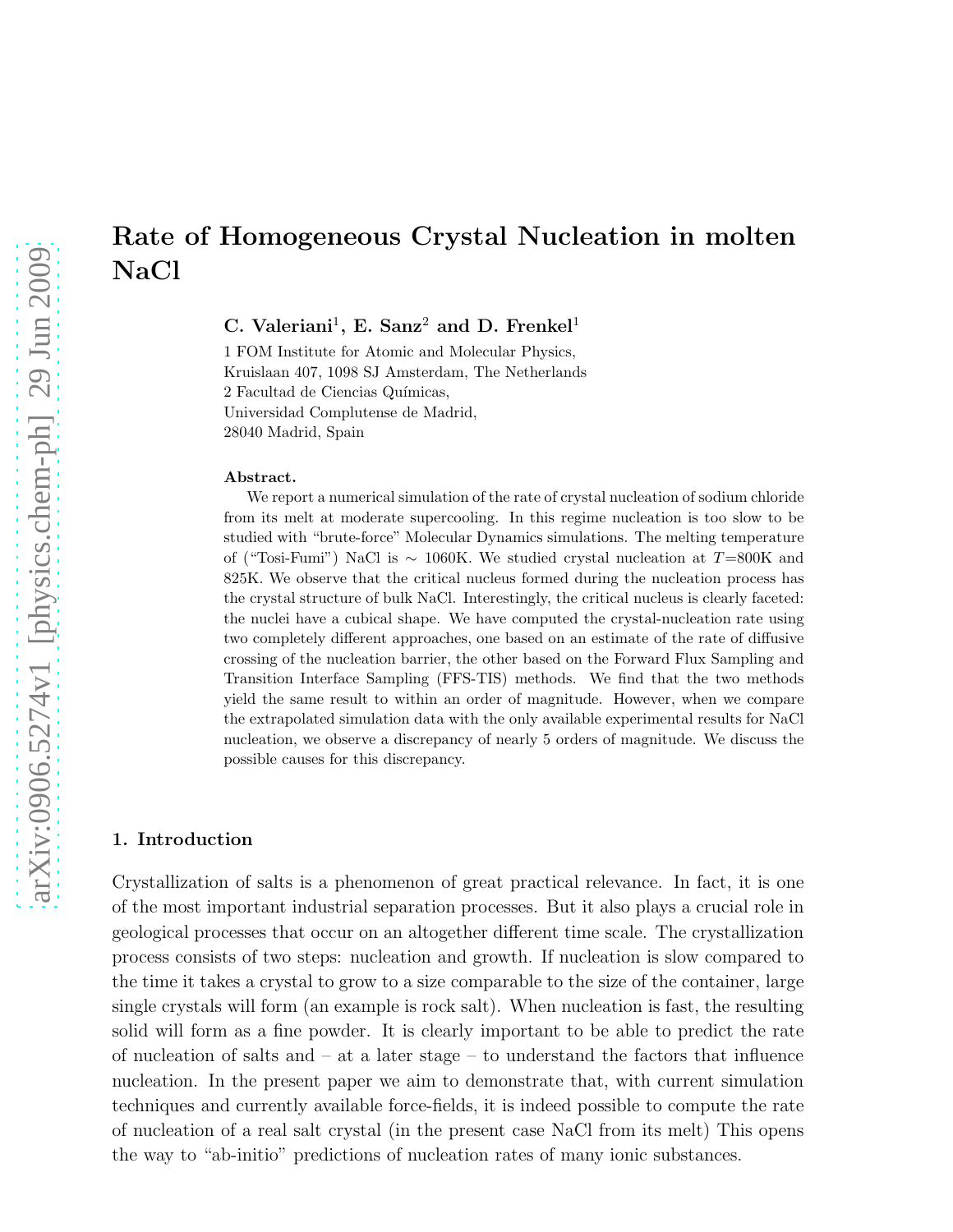# Rate of Homogeneous Crystal Nucleation in molten NaCl

**C. Valeriani[1], E. Sanz[2] and D. Frenkel[1]**

1 FOM Institute for Atomic and Molecular Physics,
Kruislaan 407, 1098 SJ Amsterdam, The Netherlands
2 Facultad de Ciencias Químicas,
Universidad Complutense de Madrid,
28040 Madrid, Spain

**Abstract.**

We report a numerical simulation of the rate of crystal nucleation of sodium chloride from its melt at moderate supercooling. In this regime nucleation is too slow to be studied with "brute-force" Molecular Dynamics simulations. The melting temperature of ("Tosi-Fumi") NaCl is $\sim$ 1060K. We studied crystal nucleation at $T$=800K and 825K. We observe that the critical nucleus formed during the nucleation process has the crystal structure of bulk NaCl. Interestingly, the critical nucleus is clearly faceted: the nuclei have a cubical shape. We have computed the crystal-nucleation rate using two completely different approaches, one based on an estimate of the rate of diffusive crossing of the nucleation barrier, the other based on the Forward Flux Sampling and Transition Interface Sampling (FFS-TIS) methods. We find that the two methods yield the same result to within an order of magnitude. However, when we compare the extrapolated simulation data with the only available experimental results for NaCl nucleation, we observe a discrepancy of nearly 5 orders of magnitude. We discuss the possible causes for this discrepancy.

## 1. Introduction

Crystallization of salts is a phenomenon of great practical relevance. In fact, it is one of the most important industrial separation processes. But it also plays a crucial role in geological processes that occur on an altogether different time scale. The crystallization process consists of two steps: nucleation and growth. If nucleation is slow compared to the time it takes a crystal to grow to a size comparable to the size of the container, large single crystals will form (an example is rock salt). When nucleation is fast, the resulting solid will form as a fine powder. It is clearly important to be able to predict the rate of nucleation of salts and – at a later stage – to understand the factors that influence nucleation. In the present paper we aim to demonstrate that, with current simulation techniques and currently available force-fields, it is indeed possible to compute the rate of nucleation of a real salt crystal (in the present case NaCl from its melt) This opens the way to "ab-initio" predictions of nucleation rates of many ionic substances.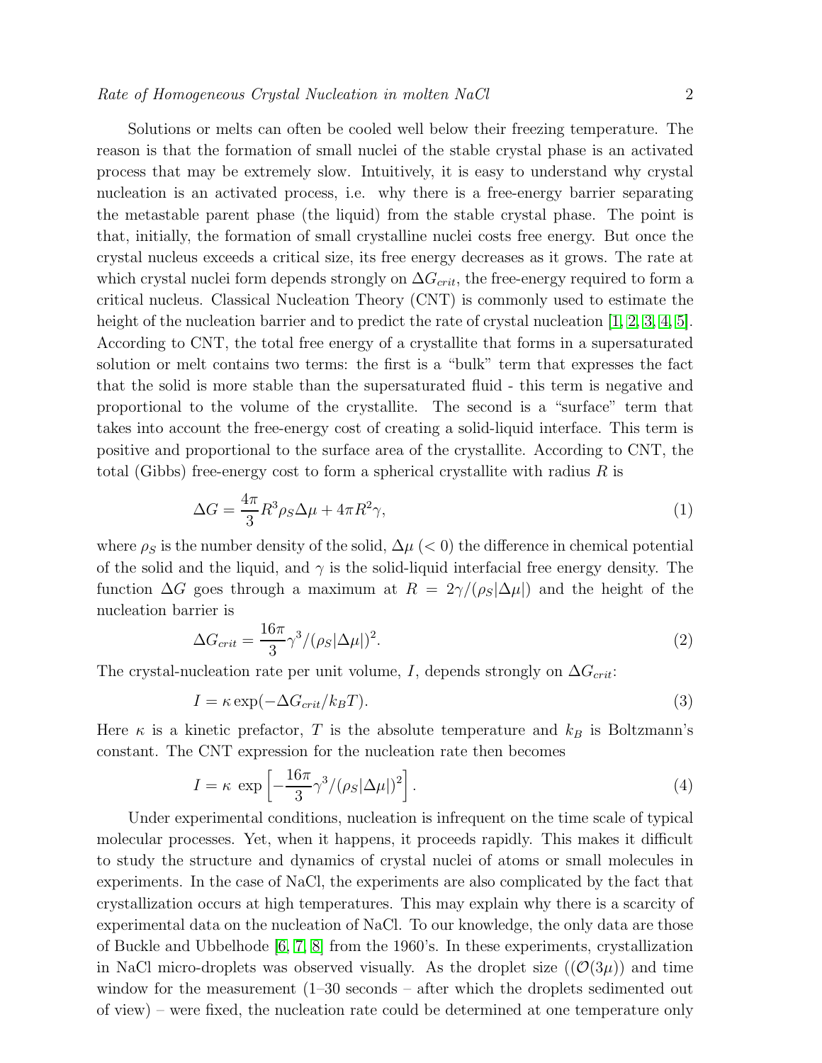Solutions or melts can often be cooled well below their freezing temperature. The reason is that the formation of small nuclei of the stable crystal phase is an activated process that may be extremely slow. Intuitively, it is easy to understand why crystal nucleation is an activated process, i.e. why there is a free-energy barrier separating the metastable parent phase (the liquid) from the stable crystal phase. The point is that, initially, the formation of small crystalline nuclei costs free energy. But once the crystal nucleus exceeds a critical size, its free energy decreases as it grows. The rate at which crystal nuclei form depends strongly on $\Delta G_{crit}$, the free-energy required to form a critical nucleus. Classical Nucleation Theory (CNT) is commonly used to estimate the height of the nucleation barrier and to predict the rate of crystal nucleation [1, 2, 3, 4, 5]. According to CNT, the total free energy of a crystallite that forms in a supersaturated solution or melt contains two terms: the first is a "bulk" term that expresses the fact that the solid is more stable than the supersaturated fluid - this term is negative and proportional to the volume of the crystallite. The second is a "surface" term that takes into account the free-energy cost of creating a solid-liquid interface. This term is positive and proportional to the surface area of the crystallite. According to CNT, the total (Gibbs) free-energy cost to form a spherical crystallite with radius $R$ is

$$\Delta G = \frac{4\pi}{3} R^3 \rho_S \Delta\mu + 4\pi R^2 \gamma, \tag{1}$$

where $\rho_S$ is the number density of the solid, $\Delta\mu$ ($< 0$) the difference in chemical potential of the solid and the liquid, and $\gamma$ is the solid-liquid interfacial free energy density. The function $\Delta G$ goes through a maximum at $R = 2\gamma/(\rho_S|\Delta\mu|)$ and the height of the nucleation barrier is

$$\Delta G_{crit} = \frac{16\pi}{3} \gamma^3/(\rho_S|\Delta\mu|)^2. \tag{2}$$

The crystal-nucleation rate per unit volume, $I$, depends strongly on $\Delta G_{crit}$:

$$I = \kappa \exp(-\Delta G_{crit}/k_B T). \tag{3}$$

Here $\kappa$ is a kinetic prefactor, $T$ is the absolute temperature and $k_B$ is Boltzmann's constant. The CNT expression for the nucleation rate then becomes

$$I = \kappa \, \exp\left[-\frac{16\pi}{3} \gamma^3/(\rho_S|\Delta\mu|)^2\right]. \tag{4}$$

Under experimental conditions, nucleation is infrequent on the time scale of typical molecular processes. Yet, when it happens, it proceeds rapidly. This makes it difficult to study the structure and dynamics of crystal nuclei of atoms or small molecules in experiments. In the case of NaCl, the experiments are also complicated by the fact that crystallization occurs at high temperatures. This may explain why there is a scarcity of experimental data on the nucleation of NaCl. To our knowledge, the only data are those of Buckle and Ubbelhode [6, 7, 8] from the 1960's. In these experiments, crystallization in NaCl micro-droplets was observed visually. As the droplet size (($\mathcal{O}(3\mu)$)) and time window for the measurement (1–30 seconds – after which the droplets sedimented out of view) – were fixed, the nucleation rate could be determined at one temperature only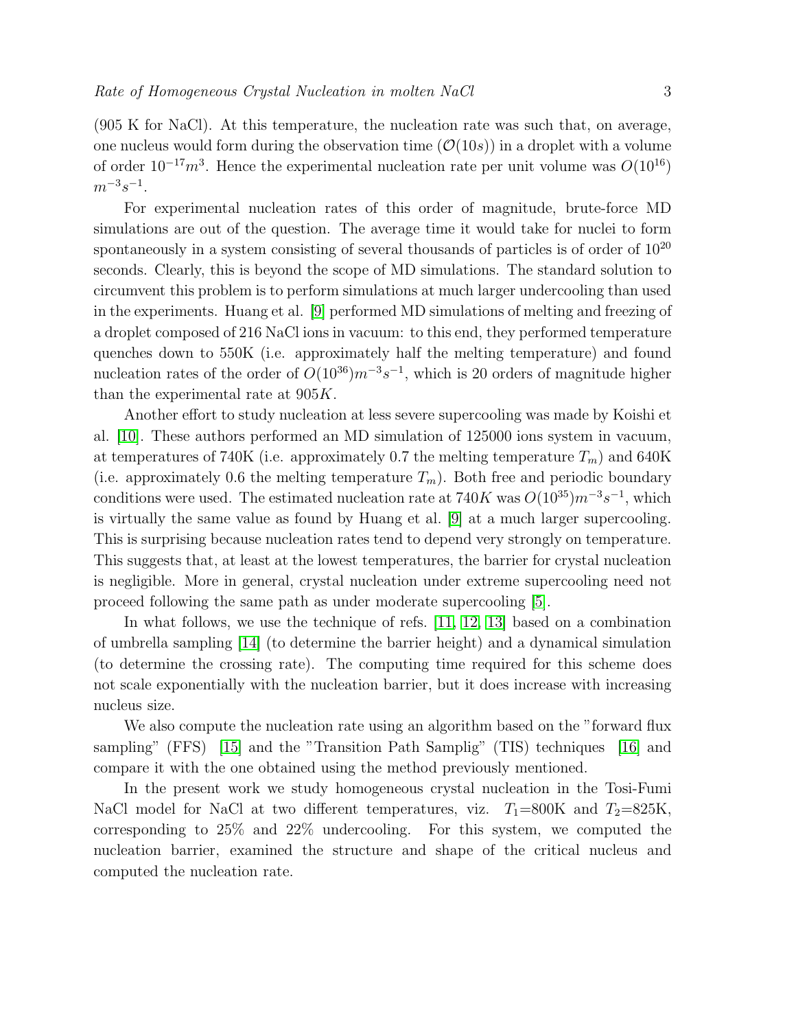(905 K for NaCl). At this temperature, the nucleation rate was such that, on average, one nucleus would form during the observation time ($\mathcal{O}(10s)$) in a droplet with a volume of order $10^{-17}m^3$. Hence the experimental nucleation rate per unit volume was $O(10^{16})$ $m^{-3}s^{-1}$.

For experimental nucleation rates of this order of magnitude, brute-force MD simulations are out of the question. The average time it would take for nuclei to form spontaneously in a system consisting of several thousands of particles is of order of $10^{20}$ seconds. Clearly, this is beyond the scope of MD simulations. The standard solution to circumvent this problem is to perform simulations at much larger undercooling than used in the experiments. Huang et al. [9] performed MD simulations of melting and freezing of a droplet composed of 216 NaCl ions in vacuum: to this end, they performed temperature quenches down to 550K (i.e. approximately half the melting temperature) and found nucleation rates of the order of $O(10^{36})m^{-3}s^{-1}$, which is 20 orders of magnitude higher than the experimental rate at $905K$.

Another effort to study nucleation at less severe supercooling was made by Koishi et al. [10]. These authors performed an MD simulation of 125000 ions system in vacuum, at temperatures of 740K (i.e. approximately 0.7 the melting temperature $T_m$) and 640K (i.e. approximately 0.6 the melting temperature $T_m$). Both free and periodic boundary conditions were used. The estimated nucleation rate at $740K$ was $O(10^{35})m^{-3}s^{-1}$, which is virtually the same value as found by Huang et al. [9] at a much larger supercooling. This is surprising because nucleation rates tend to depend very strongly on temperature. This suggests that, at least at the lowest temperatures, the barrier for crystal nucleation is negligible. More in general, crystal nucleation under extreme supercooling need not proceed following the same path as under moderate supercooling [5].

In what follows, we use the technique of refs. [11, 12, 13] based on a combination of umbrella sampling [14] (to determine the barrier height) and a dynamical simulation (to determine the crossing rate). The computing time required for this scheme does not scale exponentially with the nucleation barrier, but it does increase with increasing nucleus size.

We also compute the nucleation rate using an algorithm based on the "forward flux sampling" (FFS) [15] and the "Transition Path Samplig" (TIS) techniques [16] and compare it with the one obtained using the method previously mentioned.

In the present work we study homogeneous crystal nucleation in the Tosi-Fumi NaCl model for NaCl at two different temperatures, viz. $T_1$=800K and $T_2$=825K, corresponding to 25% and 22% undercooling. For this system, we computed the nucleation barrier, examined the structure and shape of the critical nucleus and computed the nucleation rate.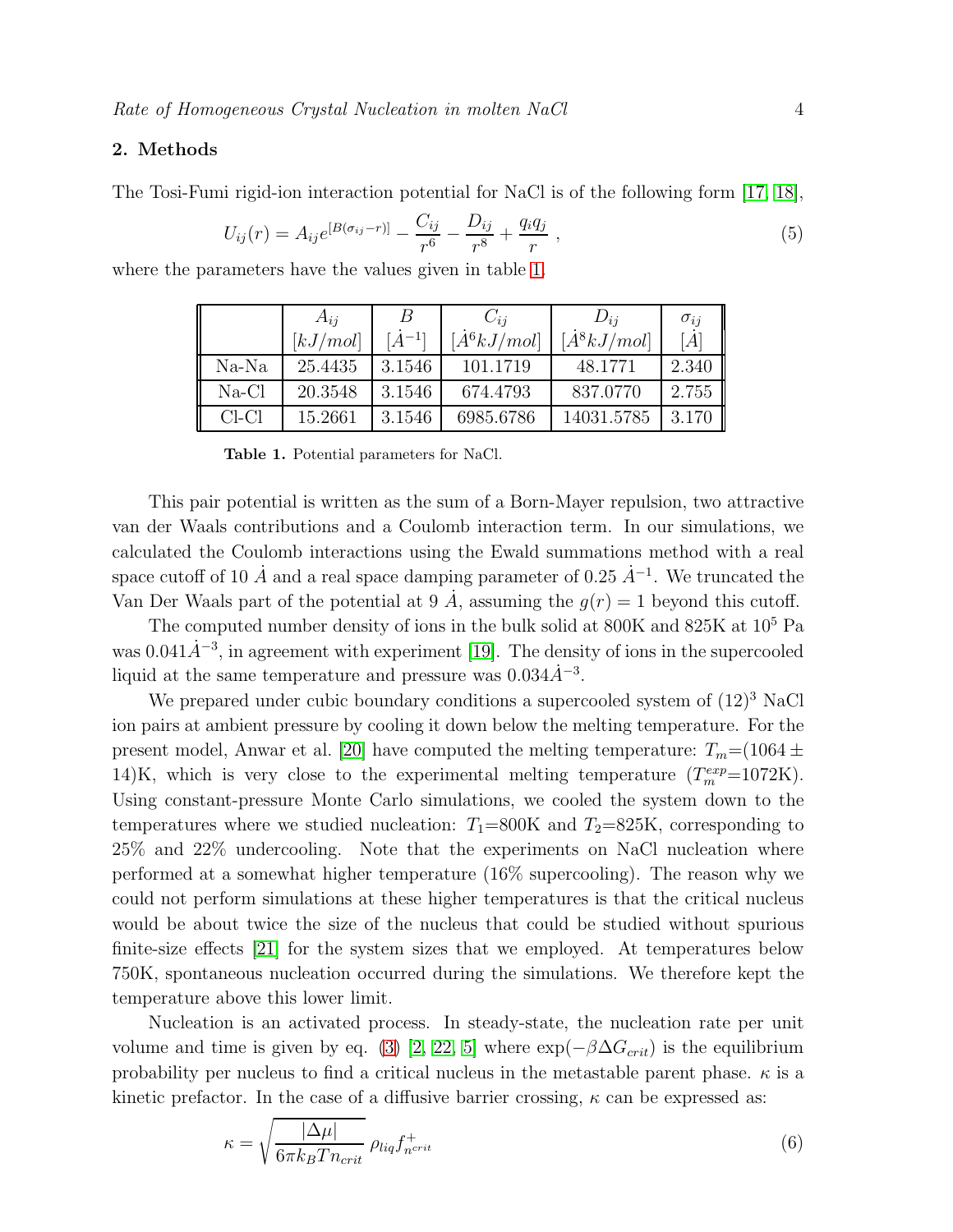## 2. Methods

The Tosi-Fumi rigid-ion interaction potential for NaCl is of the following form [17, 18],

$$U_{ij}(r) = A_{ij}e^{[B(\sigma_{ij}-r)]} - \frac{C_{ij}}{r^6} - \frac{D_{ij}}{r^8} + \frac{q_i q_j}{r} \ , \tag{5}$$

where the parameters have the values given in table 1.

| | $A_{ij}$ $[kJ/mol]$ | $B$ $[\dot{A}^{-1}]$ | $C_{ij}$ $[\dot{A}^6 kJ/mol]$ | $D_{ij}$ $[\dot{A}^8 kJ/mol]$ | $\sigma_{ij}$ $[\dot{A}]$ |
|---|---|---|---|---|---|
| Na-Na | 25.4435 | 3.1546 | 101.1719 | 48.1771 | 2.340 |
| Na-Cl | 20.3548 | 3.1546 | 674.4793 | 837.0770 | 2.755 |
| Cl-Cl | 15.2661 | 3.1546 | 6985.6786 | 14031.5785 | 3.170 |

**Table 1.** Potential parameters for NaCl.

This pair potential is written as the sum of a Born-Mayer repulsion, two attractive van der Waals contributions and a Coulomb interaction term. In our simulations, we calculated the Coulomb interactions using the Ewald summations method with a real space cutoff of 10 $\dot{A}$ and a real space damping parameter of 0.25 $\dot{A}^{-1}$. We truncated the Van Der Waals part of the potential at 9 $\dot{A}$, assuming the $g(r) = 1$ beyond this cutoff.

The computed number density of ions in the bulk solid at 800K and 825K at $10^5$ Pa was $0.041\dot{A}^{-3}$, in agreement with experiment [19]. The density of ions in the supercooled liquid at the same temperature and pressure was $0.034\dot{A}^{-3}$.

We prepared under cubic boundary conditions a supercooled system of $(12)^3$ NaCl ion pairs at ambient pressure by cooling it down below the melting temperature. For the present model, Anwar et al. [20] have computed the melting temperature: $T_m$=(1064 $\pm$ 14)K, which is very close to the experimental melting temperature ($T_m^{exp}$=1072K). Using constant-pressure Monte Carlo simulations, we cooled the system down to the temperatures where we studied nucleation: $T_1$=800K and $T_2$=825K, corresponding to 25% and 22% undercooling. Note that the experiments on NaCl nucleation where performed at a somewhat higher temperature (16% supercooling). The reason why we could not perform simulations at these higher temperatures is that the critical nucleus would be about twice the size of the nucleus that could be studied without spurious finite-size effects [21] for the system sizes that we employed. At temperatures below 750K, spontaneous nucleation occurred during the simulations. We therefore kept the temperature above this lower limit.

Nucleation is an activated process. In steady-state, the nucleation rate per unit volume and time is given by eq. (3) [2, 22, 5] where $\exp(-\beta\Delta G_{crit})$ is the equilibrium probability per nucleus to find a critical nucleus in the metastable parent phase. $\kappa$ is a kinetic prefactor. In the case of a diffusive barrier crossing, $\kappa$ can be expressed as:

$$\kappa = \sqrt{\frac{|\Delta\mu|}{6\pi k_B T n_{crit}}}\ \rho_{liq} f^{+}_{n^{crit}} \tag{6}$$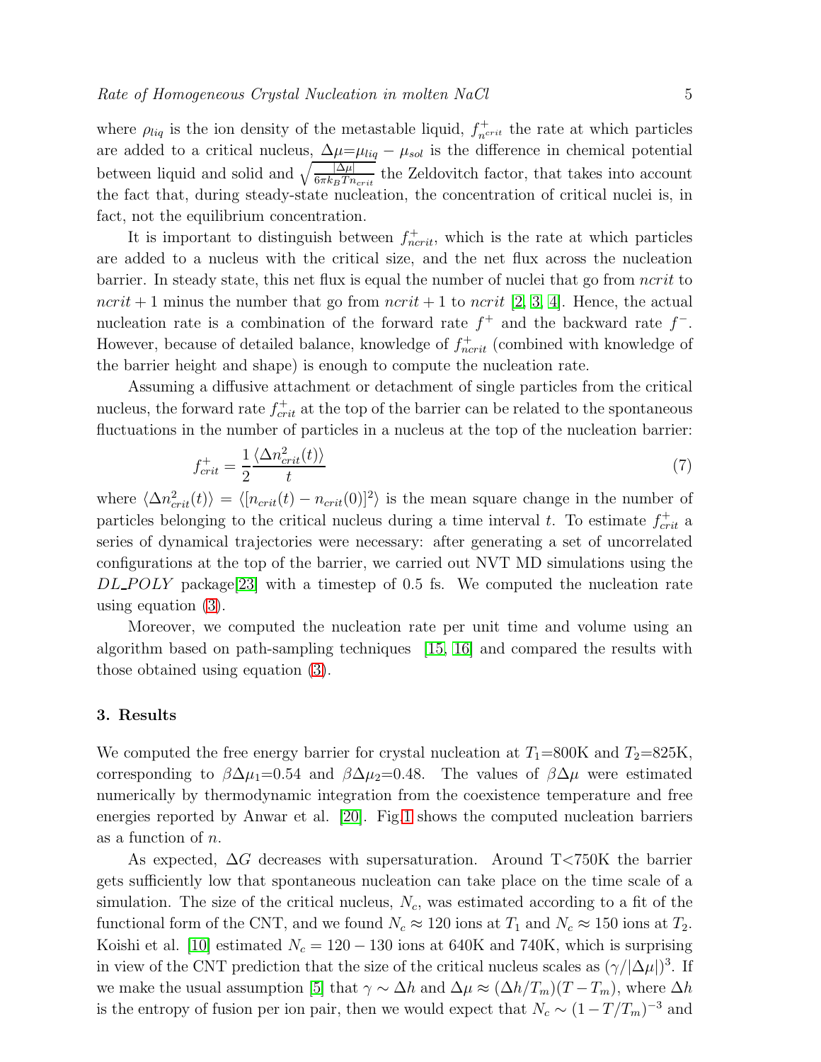where $\rho_{liq}$ is the ion density of the metastable liquid, $f^{+}_{n^{crit}}$ the rate at which particles are added to a critical nucleus, $\Delta\mu$=$\mu_{liq} - \mu_{sol}$ is the difference in chemical potential between liquid and solid and $\sqrt{\frac{|\Delta\mu|}{6\pi k_B T n_{crit}}}$ the Zeldovitch factor, that takes into account the fact that, during steady-state nucleation, the concentration of critical nuclei is, in fact, not the equilibrium concentration.

It is important to distinguish between $f^{+}_{ncrit}$, which is the rate at which particles are added to a nucleus with the critical size, and the net flux across the nucleation barrier. In steady state, this net flux is equal the number of nuclei that go from $ncrit$ to $ncrit+1$ minus the number that go from $ncrit+1$ to $ncrit$ [2, 3, 4]. Hence, the actual nucleation rate is a combination of the forward rate $f^{+}$ and the backward rate $f^{-}$. However, because of detailed balance, knowledge of $f^{+}_{ncrit}$ (combined with knowledge of the barrier height and shape) is enough to compute the nucleation rate.

Assuming a diffusive attachment or detachment of single particles from the critical nucleus, the forward rate $f^{+}_{crit}$ at the top of the barrier can be related to the spontaneous fluctuations in the number of particles in a nucleus at the top of the nucleation barrier:

$$f^{+}_{crit} = \frac{1}{2}\frac{\langle \Delta n^2_{crit}(t)\rangle}{t} \tag{7}$$

where $\langle \Delta n^2_{crit}(t)\rangle = \langle [n_{crit}(t) - n_{crit}(0)]^2\rangle$ is the mean square change in the number of particles belonging to the critical nucleus during a time interval $t$. To estimate $f^{+}_{crit}$ a series of dynamical trajectories were necessary: after generating a set of uncorrelated configurations at the top of the barrier, we carried out NVT MD simulations using the *DL_POLY* package[23] with a timestep of 0.5 fs. We computed the nucleation rate using equation (3).

Moreover, we computed the nucleation rate per unit time and volume using an algorithm based on path-sampling techniques [15, 16] and compared the results with those obtained using equation (3).

## 3. Results

We computed the free energy barrier for crystal nucleation at $T_1$=800K and $T_2$=825K, corresponding to $\beta\Delta\mu_1$=0.54 and $\beta\Delta\mu_2$=0.48. The values of $\beta\Delta\mu$ were estimated numerically by thermodynamic integration from the coexistence temperature and free energies reported by Anwar et al. [20]. Fig.1 shows the computed nucleation barriers as a function of $n$.

As expected, $\Delta G$ decreases with supersaturation. Around T<750K the barrier gets sufficiently low that spontaneous nucleation can take place on the time scale of a simulation. The size of the critical nucleus, $N_c$, was estimated according to a fit of the functional form of the CNT, and we found $N_c \approx 120$ ions at $T_1$ and $N_c \approx 150$ ions at $T_2$. Koishi et al. [10] estimated $N_c = 120-130$ ions at 640K and 740K, which is surprising in view of the CNT prediction that the size of the critical nucleus scales as $(\gamma/|\Delta\mu|)^3$. If we make the usual assumption [5] that $\gamma \sim \Delta h$ and $\Delta\mu \approx (\Delta h/T_m)(T-T_m)$, where $\Delta h$ is the entropy of fusion per ion pair, then we would expect that $N_c \sim (1-T/T_m)^{-3}$ and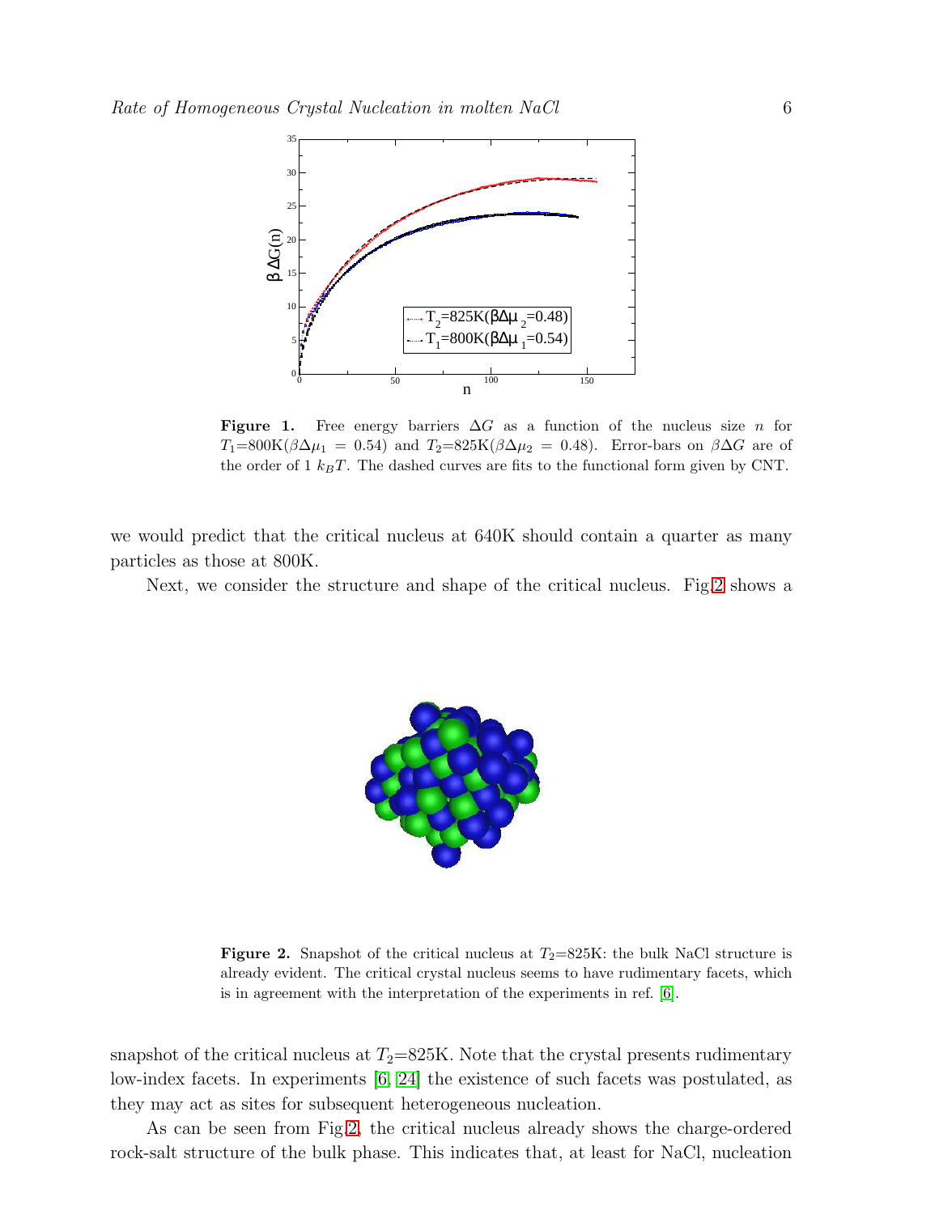**Figure 1.** Free energy barriers $\Delta G$ as a function of the nucleus size $n$ for $T_1$=800K($\beta\Delta\mu_1 = 0.54$) and $T_2$=825K($\beta\Delta\mu_2 = 0.48$). Error-bars on $\beta\Delta G$ are of the order of 1 $k_BT$. The dashed curves are fits to the functional form given by CNT.

we would predict that the critical nucleus at 640K should contain a quarter as many particles as those at 800K.

Next, we consider the structure and shape of the critical nucleus. Fig.2 shows a

**Figure 2.** Snapshot of the critical nucleus at $T_2$=825K: the bulk NaCl structure is already evident. The critical crystal nucleus seems to have rudimentary facets, which is in agreement with the interpretation of the experiments in ref. [6].

snapshot of the critical nucleus at $T_2$=825K. Note that the crystal presents rudimentary low-index facets. In experiments [6, 24] the existence of such facets was postulated, as they may act as sites for subsequent heterogeneous nucleation.

As can be seen from Fig.2, the critical nucleus already shows the charge-ordered rock-salt structure of the bulk phase. This indicates that, at least for NaCl, nucleation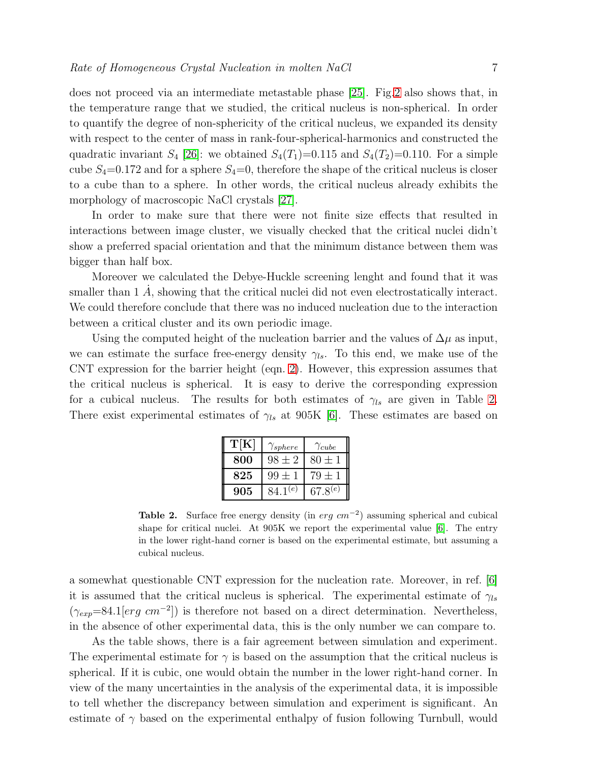does not proceed via an intermediate metastable phase [25]. Fig.2 also shows that, in the temperature range that we studied, the critical nucleus is non-spherical. In order to quantify the degree of non-sphericity of the critical nucleus, we expanded its density with respect to the center of mass in rank-four-spherical-harmonics and constructed the quadratic invariant $S_4$ [26]: we obtained $S_4(T_1)$=0.115 and $S_4(T_2)$=0.110. For a simple cube $S_4$=0.172 and for a sphere $S_4$=0, therefore the shape of the critical nucleus is closer to a cube than to a sphere. In other words, the critical nucleus already exhibits the morphology of macroscopic NaCl crystals [27].

In order to make sure that there were not finite size effects that resulted in interactions between image cluster, we visually checked that the critical nuclei didn't show a preferred spacial orientation and that the minimum distance between them was bigger than half box.

Moreover we calculated the Debye-Huckle screening lenght and found that it was smaller than 1 $\dot{A}$, showing that the critical nuclei did not even electrostatically interact. We could therefore conclude that there was no induced nucleation due to the interaction between a critical cluster and its own periodic image.

Using the computed height of the nucleation barrier and the values of $\Delta\mu$ as input, we can estimate the surface free-energy density $\gamma_{ls}$. To this end, we make use of the CNT expression for the barrier height (eqn. 2). However, this expression assumes that the critical nucleus is spherical. It is easy to derive the corresponding expression for a cubical nucleus. The results for both estimates of $\gamma_{ls}$ are given in Table 2. There exist experimental estimates of $\gamma_{ls}$ at 905K [6]. These estimates are based on

| **T[K]** | $\gamma_{sphere}$ | $\gamma_{cube}$ |
|---|---|---|
| **800** | $98 \pm 2$ | $80 \pm 1$ |
| **825** | $99 \pm 1$ | $79 \pm 1$ |
| **905** | $84.1^{(e)}$ | $67.8^{(e)}$ |

**Table 2.** Surface free energy density (in $erg\ cm^{-2}$) assuming spherical and cubical shape for critical nuclei. At 905K we report the experimental value [6]. The entry in the lower right-hand corner is based on the experimental estimate, but assuming a cubical nucleus.

a somewhat questionable CNT expression for the nucleation rate. Moreover, in ref. [6] it is assumed that the critical nucleus is spherical. The experimental estimate of $\gamma_{ls}$ ($\gamma_{exp}$=84.1[$erg\ cm^{-2}$]) is therefore not based on a direct determination. Nevertheless, in the absence of other experimental data, this is the only number we can compare to.

As the table shows, there is a fair agreement between simulation and experiment. The experimental estimate for $\gamma$ is based on the assumption that the critical nucleus is spherical. If it is cubic, one would obtain the number in the lower right-hand corner. In view of the many uncertainties in the analysis of the experimental data, it is impossible to tell whether the discrepancy between simulation and experiment is significant. An estimate of $\gamma$ based on the experimental enthalpy of fusion following Turnbull, would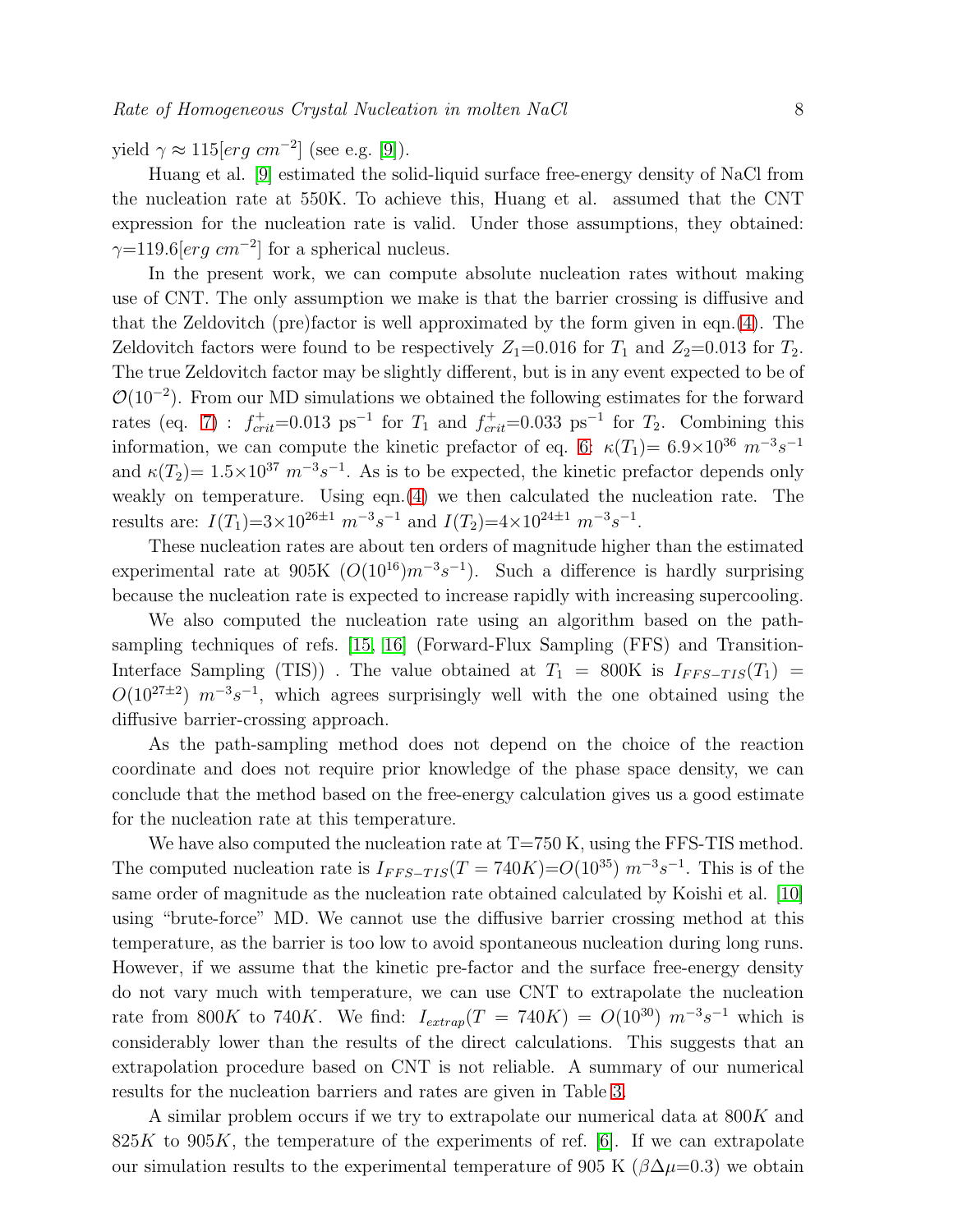yield $\gamma \approx 115[erg\ cm^{-2}]$ (see e.g. [9]).

Huang et al. [9] estimated the solid-liquid surface free-energy density of NaCl from the nucleation rate at 550K. To achieve this, Huang et al. assumed that the CNT expression for the nucleation rate is valid. Under those assumptions, they obtained: $\gamma$=119.6$[erg\ cm^{-2}]$ for a spherical nucleus.

In the present work, we can compute absolute nucleation rates without making use of CNT. The only assumption we make is that the barrier crossing is diffusive and that the Zeldovitch (pre)factor is well approximated by the form given in eqn.(4). The Zeldovitch factors were found to be respectively $Z_1$=0.016 for $T_1$ and $Z_2$=0.013 for $T_2$. The true Zeldovitch factor may be slightly different, but is in any event expected to be of $\mathcal{O}(10^{-2})$. From our MD simulations we obtained the following estimates for the forward rates (eq. 7) : $f^+_{crit}$=0.013 ps$^{-1}$ for $T_1$ and $f^+_{crit}$=0.033 ps$^{-1}$ for $T_2$. Combining this information, we can compute the kinetic prefactor of eq. 6: $\kappa(T_1)$= $6.9\times10^{36}$ $m^{-3}s^{-1}$ and $\kappa(T_2)$= $1.5\times10^{37}$ $m^{-3}s^{-1}$. As is to be expected, the kinetic prefactor depends only weakly on temperature. Using eqn.(4) we then calculated the nucleation rate. The results are: $I(T_1)$=$3\times10^{26\pm1}$ $m^{-3}s^{-1}$ and $I(T_2)$=$4\times10^{24\pm1}$ $m^{-3}s^{-1}$.

These nucleation rates are about ten orders of magnitude higher than the estimated experimental rate at 905K ($O(10^{16})m^{-3}s^{-1}$). Such a difference is hardly surprising because the nucleation rate is expected to increase rapidly with increasing supercooling.

We also computed the nucleation rate using an algorithm based on the path-sampling techniques of refs. [15, 16] (Forward-Flux Sampling (FFS) and Transition-Interface Sampling (TIS)) . The value obtained at $T_1$ = 800K is $I_{FFS-TIS}(T_1)$ = $O(10^{27\pm2})$ $m^{-3}s^{-1}$, which agrees surprisingly well with the one obtained using the diffusive barrier-crossing approach.

As the path-sampling method does not depend on the choice of the reaction coordinate and does not require prior knowledge of the phase space density, we can conclude that the method based on the free-energy calculation gives us a good estimate for the nucleation rate at this temperature.

We have also computed the nucleation rate at T=750 K, using the FFS-TIS method. The computed nucleation rate is $I_{FFS-TIS}(T=740K)$=$O(10^{35})$ $m^{-3}s^{-1}$. This is of the same order of magnitude as the nucleation rate obtained calculated by Koishi et al. [10] using "brute-force" MD. We cannot use the diffusive barrier crossing method at this temperature, as the barrier is too low to avoid spontaneous nucleation during long runs. However, if we assume that the kinetic pre-factor and the surface free-energy density do not vary much with temperature, we can use CNT to extrapolate the nucleation rate from $800K$ to $740K$. We find: $I_{extrap}(T = 740K) = O(10^{30})$ $m^{-3}s^{-1}$ which is considerably lower than the results of the direct calculations. This suggests that an extrapolation procedure based on CNT is not reliable. A summary of our numerical results for the nucleation barriers and rates are given in Table 3.

A similar problem occurs if we try to extrapolate our numerical data at $800K$ and $825K$ to $905K$, the temperature of the experiments of ref. [6]. If we can extrapolate our simulation results to the experimental temperature of 905 K ($\beta\Delta\mu$=0.3) we obtain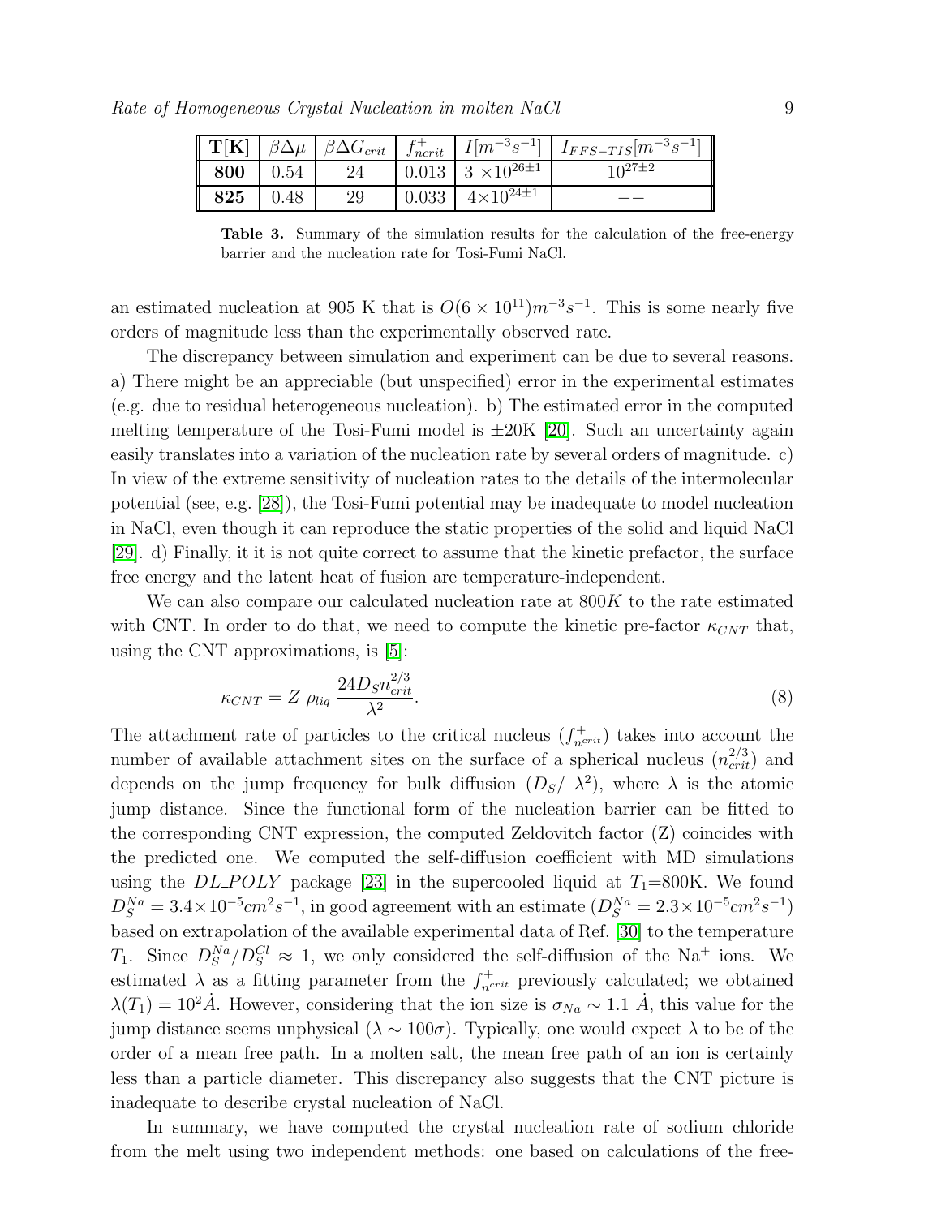| **T[K]** | $\beta\Delta\mu$ | $\beta\Delta G_{crit}$ | $f^{+}_{ncrit}$ | $I[m^{-3}s^{-1}]$ | $I_{FFS-TIS}[m^{-3}s^{-1}]$ |
|---|---|---|---|---|---|
| **800** | 0.54 | 24 | 0.013 | $3\times10^{26\pm1}$ | $10^{27\pm2}$ |
| **825** | 0.48 | 29 | 0.033 | $4\times10^{24\pm1}$ | $--$ |

**Table 3.** Summary of the simulation results for the calculation of the free-energy barrier and the nucleation rate for Tosi-Fumi NaCl.

an estimated nucleation at 905 K that is $O(6\times10^{11})m^{-3}s^{-1}$. This is some nearly five orders of magnitude less than the experimentally observed rate.

The discrepancy between simulation and experiment can be due to several reasons. a) There might be an appreciable (but unspecified) error in the experimental estimates (e.g. due to residual heterogeneous nucleation). b) The estimated error in the computed melting temperature of the Tosi-Fumi model is $\pm$20K [20]. Such an uncertainty again easily translates into a variation of the nucleation rate by several orders of magnitude. c) In view of the extreme sensitivity of nucleation rates to the details of the intermolecular potential (see, e.g. [28]), the Tosi-Fumi potential may be inadequate to model nucleation in NaCl, even though it can reproduce the static properties of the solid and liquid NaCl [29]. d) Finally, it it is not quite correct to assume that the kinetic prefactor, the surface free energy and the latent heat of fusion are temperature-independent.

We can also compare our calculated nucleation rate at $800K$ to the rate estimated with CNT. In order to do that, we need to compute the kinetic pre-factor $\kappa_{CNT}$ that, using the CNT approximations, is [5]:

$$\kappa_{CNT} = Z\ \rho_{liq}\ \frac{24 D_S n_{crit}^{2/3}}{\lambda^2}. \tag{8}$$

The attachment rate of particles to the critical nucleus ($f^{+}_{n^{crit}}$) takes into account the number of available attachment sites on the surface of a spherical nucleus ($n_{crit}^{2/3}$) and depends on the jump frequency for bulk diffusion ($D_S/\ \lambda^2$), where $\lambda$ is the atomic jump distance. Since the functional form of the nucleation barrier can be fitted to the corresponding CNT expression, the computed Zeldovitch factor (Z) coincides with the predicted one. We computed the self-diffusion coefficient with MD simulations using the *DL_POLY* package [23] in the supercooled liquid at $T_1$=800K. We found $D_S^{Na} = 3.4\times10^{-5}cm^2s^{-1}$, in good agreement with an estimate ($D_S^{Na} = 2.3\times10^{-5}cm^2s^{-1}$) based on extrapolation of the available experimental data of Ref. [30] to the temperature $T_1$. Since $D_S^{Na}/D_S^{Cl} \approx 1$, we only considered the self-diffusion of the $Na^+$ ions. We estimated $\lambda$ as a fitting parameter from the $f^{+}_{n^{crit}}$ previously calculated; we obtained $\lambda(T_1) = 10^2\dot{A}$. However, considering that the ion size is $\sigma_{Na}\sim 1.1\ \dot{A}$, this value for the jump distance seems unphysical ($\lambda\sim 100\sigma$). Typically, one would expect $\lambda$ to be of the order of a mean free path. In a molten salt, the mean free path of an ion is certainly less than a particle diameter. This discrepancy also suggests that the CNT picture is inadequate to describe crystal nucleation of NaCl.

In summary, we have computed the crystal nucleation rate of sodium chloride from the melt using two independent methods: one based on calculations of the free-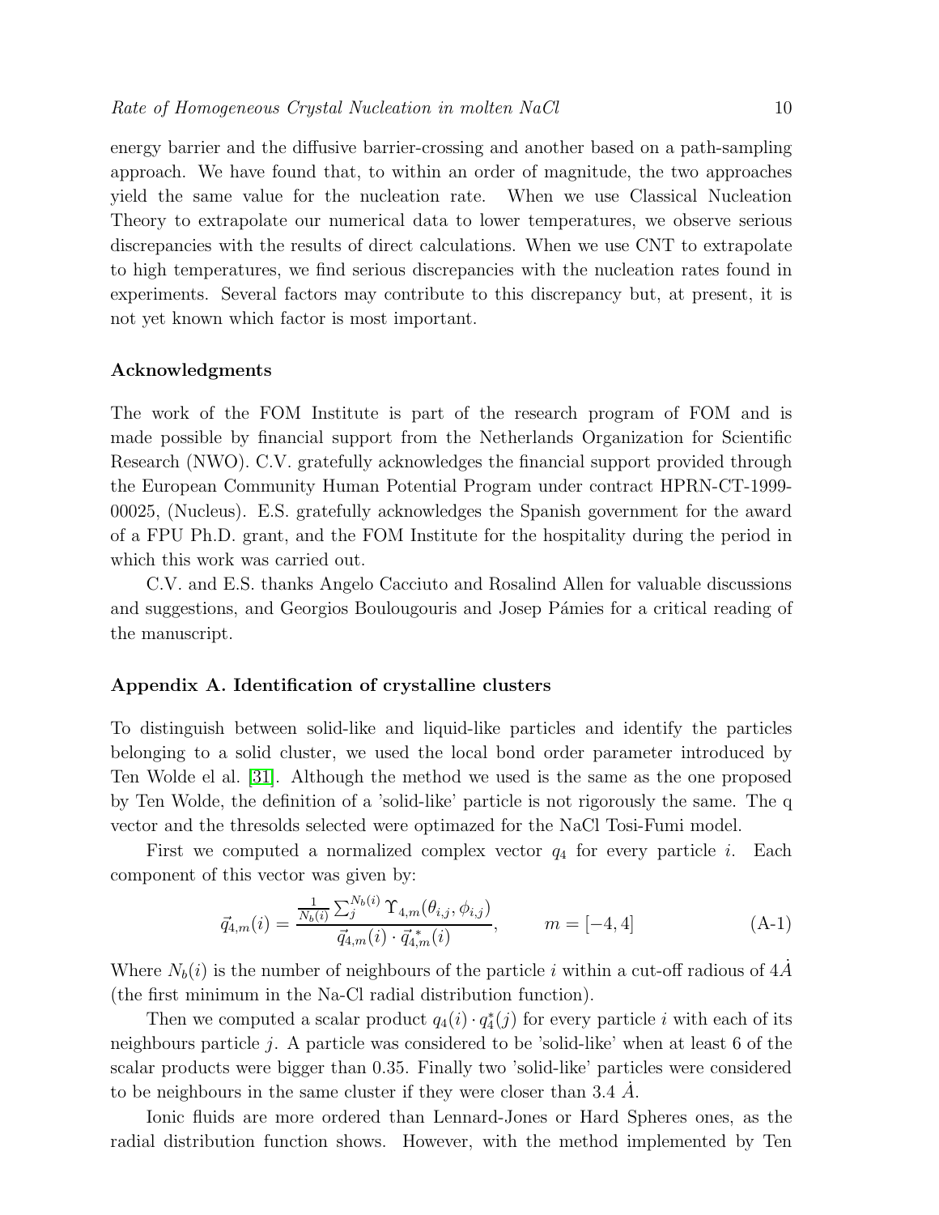energy barrier and the diffusive barrier-crossing and another based on a path-sampling approach. We have found that, to within an order of magnitude, the two approaches yield the same value for the nucleation rate. When we use Classical Nucleation Theory to extrapolate our numerical data to lower temperatures, we observe serious discrepancies with the results of direct calculations. When we use CNT to extrapolate to high temperatures, we find serious discrepancies with the nucleation rates found in experiments. Several factors may contribute to this discrepancy but, at present, it is not yet known which factor is most important.

### Acknowledgments

The work of the FOM Institute is part of the research program of FOM and is made possible by financial support from the Netherlands Organization for Scientific Research (NWO). C.V. gratefully acknowledges the financial support provided through the European Community Human Potential Program under contract HPRN-CT-1999-00025, (Nucleus). E.S. gratefully acknowledges the Spanish government for the award of a FPU Ph.D. grant, and the FOM Institute for the hospitality during the period in which this work was carried out.

C.V. and E.S. thanks Angelo Cacciuto and Rosalind Allen for valuable discussions and suggestions, and Georgios Boulougouris and Josep Pámies for a critical reading of the manuscript.

### Appendix A. Identification of crystalline clusters

To distinguish between solid-like and liquid-like particles and identify the particles belonging to a solid cluster, we used the local bond order parameter introduced by Ten Wolde el al. [31]. Although the method we used is the same as the one proposed by Ten Wolde, the definition of a 'solid-like' particle is not rigorously the same. The q vector and the thresolds selected were optimazed for the NaCl Tosi-Fumi model.

First we computed a normalized complex vector $q_4$ for every particle $i$. Each component of this vector was given by:

$$\vec{q}_{4,m}(i) = \frac{\frac{1}{N_b(i)}\sum_j^{N_b(i)} \Upsilon_{4,m}(\theta_{i,j},\phi_{i,j})}{\vec{q}_{4,m}(i)\cdot \vec{q}^{\,*}_{4,m}(i)}, \qquad m = [-4,4] \tag{A-1}$$

Where $N_b(i)$ is the number of neighbours of the particle $i$ within a cut-off radious of $4\dot{A}$ (the first minimum in the Na-Cl radial distribution function).

Then we computed a scalar product $q_4(i)\cdot q_4^*(j)$ for every particle $i$ with each of its neighbours particle $j$. A particle was considered to be 'solid-like' when at least 6 of the scalar products were bigger than 0.35. Finally two 'solid-like' particles were considered to be neighbours in the same cluster if they were closer than 3.4 $\dot{A}$.

Ionic fluids are more ordered than Lennard-Jones or Hard Spheres ones, as the radial distribution function shows. However, with the method implemented by Ten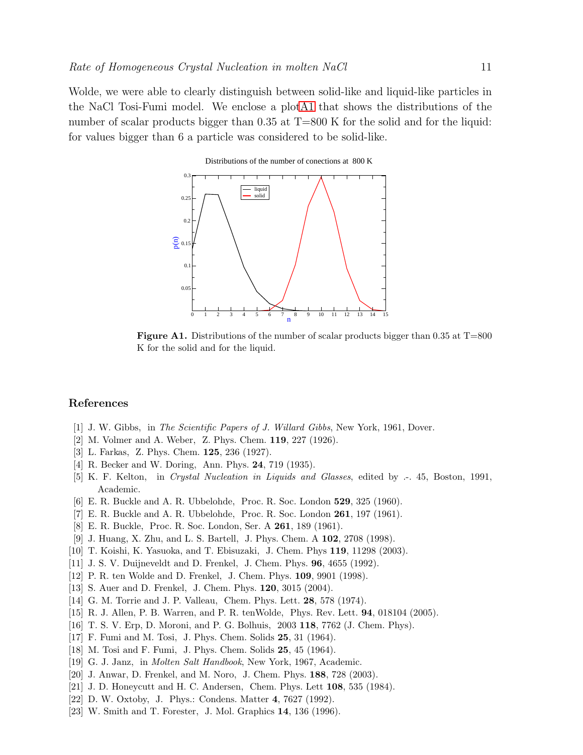Wolde, we were able to clearly distinguish between solid-like and liquid-like particles in the NaCl Tosi-Fumi model. We enclose a plot A1 that shows the distributions of the number of scalar products bigger than 0.35 at T=800 K for the solid and for the liquid: for values bigger than 6 a particle was considered to be solid-like.

**Figure A1.** Distributions of the number of scalar products bigger than 0.35 at T=800 K for the solid and for the liquid.

## References

[1] J. W. Gibbs, in *The Scientific Papers of J. Willard Gibbs*, New York, 1961, Dover.
[2] M. Volmer and A. Weber, Z. Phys. Chem. **119**, 227 (1926).
[3] L. Farkas, Z. Phys. Chem. **125**, 236 (1927).
[4] R. Becker and W. Doring, Ann. Phys. **24**, 719 (1935).
[5] K. F. Kelton, in *Crystal Nucleation in Liquids and Glasses*, edited by .-. 45, Boston, 1991, Academic.
[6] E. R. Buckle and A. R. Ubbelohde, Proc. R. Soc. London **529**, 325 (1960).
[7] E. R. Buckle and A. R. Ubbelohde, Proc. R. Soc. London **261**, 197 (1961).
[8] E. R. Buckle, Proc. R. Soc. London, Ser. A **261**, 189 (1961).
[9] J. Huang, X. Zhu, and L. S. Bartell, J. Phys. Chem. A **102**, 2708 (1998).
[10] T. Koishi, K. Yasuoka, and T. Ebisuzaki, J. Chem. Phys **119**, 11298 (2003).
[11] J. S. V. Duijneveldt and D. Frenkel, J. Chem. Phys. **96**, 4655 (1992).
[12] P. R. ten Wolde and D. Frenkel, J. Chem. Phys. **109**, 9901 (1998).
[13] S. Auer and D. Frenkel, J. Chem. Phys. **120**, 3015 (2004).
[14] G. M. Torrie and J. P. Valleau, Chem. Phys. Lett. **28**, 578 (1974).
[15] R. J. Allen, P. B. Warren, and P. R. tenWolde, Phys. Rev. Lett. **94**, 018104 (2005).
[16] T. S. V. Erp, D. Moroni, and P. G. Bolhuis, 2003 **118**, 7762 (J. Chem. Phys).
[17] F. Fumi and M. Tosi, J. Phys. Chem. Solids **25**, 31 (1964).
[18] M. Tosi and F. Fumi, J. Phys. Chem. Solids **25**, 45 (1964).
[19] G. J. Janz, in *Molten Salt Handbook*, New York, 1967, Academic.
[20] J. Anwar, D. Frenkel, and M. Noro, J. Chem. Phys. **188**, 728 (2003).
[21] J. D. Honeycutt and H. C. Andersen, Chem. Phys. Lett **108**, 535 (1984).
[22] D. W. Oxtoby, J. Phys.: Condens. Matter **4**, 7627 (1992).
[23] W. Smith and T. Forester, J. Mol. Graphics **14**, 136 (1996).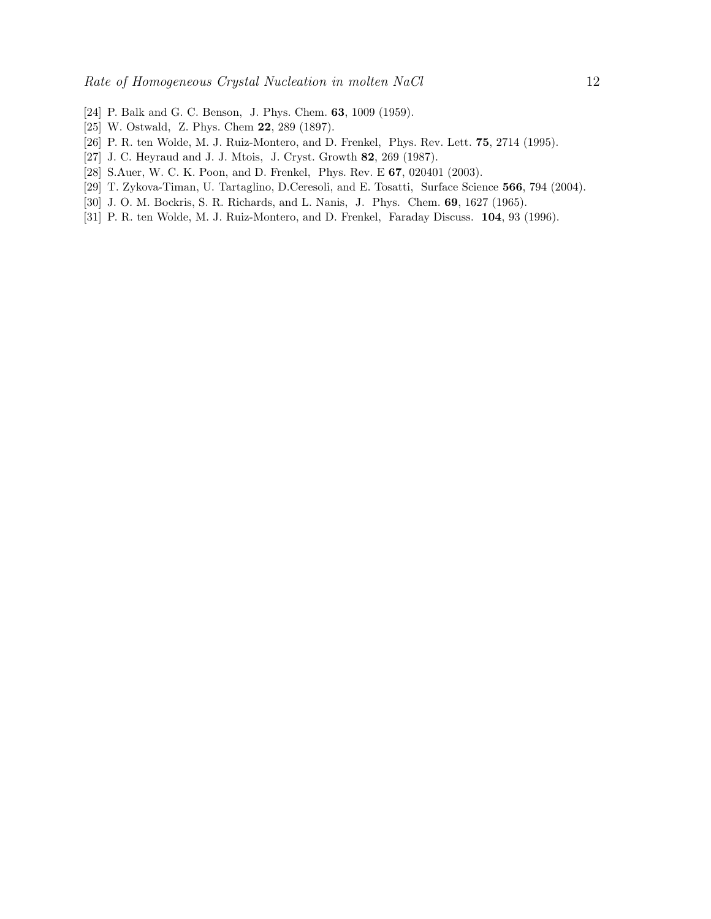[24] P. Balk and G. C. Benson, J. Phys. Chem. **63**, 1009 (1959).
[25] W. Ostwald, Z. Phys. Chem **22**, 289 (1897).
[26] P. R. ten Wolde, M. J. Ruiz-Montero, and D. Frenkel, Phys. Rev. Lett. **75**, 2714 (1995).
[27] J. C. Heyraud and J. J. Mtois, J. Cryst. Growth **82**, 269 (1987).
[28] S.Auer, W. C. K. Poon, and D. Frenkel, Phys. Rev. E **67**, 020401 (2003).
[29] T. Zykova-Timan, U. Tartaglino, D.Ceresoli, and E. Tosatti, Surface Science **566**, 794 (2004).
[30] J. O. M. Bockris, S. R. Richards, and L. Nanis, J. Phys. Chem. **69**, 1627 (1965).
[31] P. R. ten Wolde, M. J. Ruiz-Montero, and D. Frenkel, Faraday Discuss. **104**, 93 (1996).